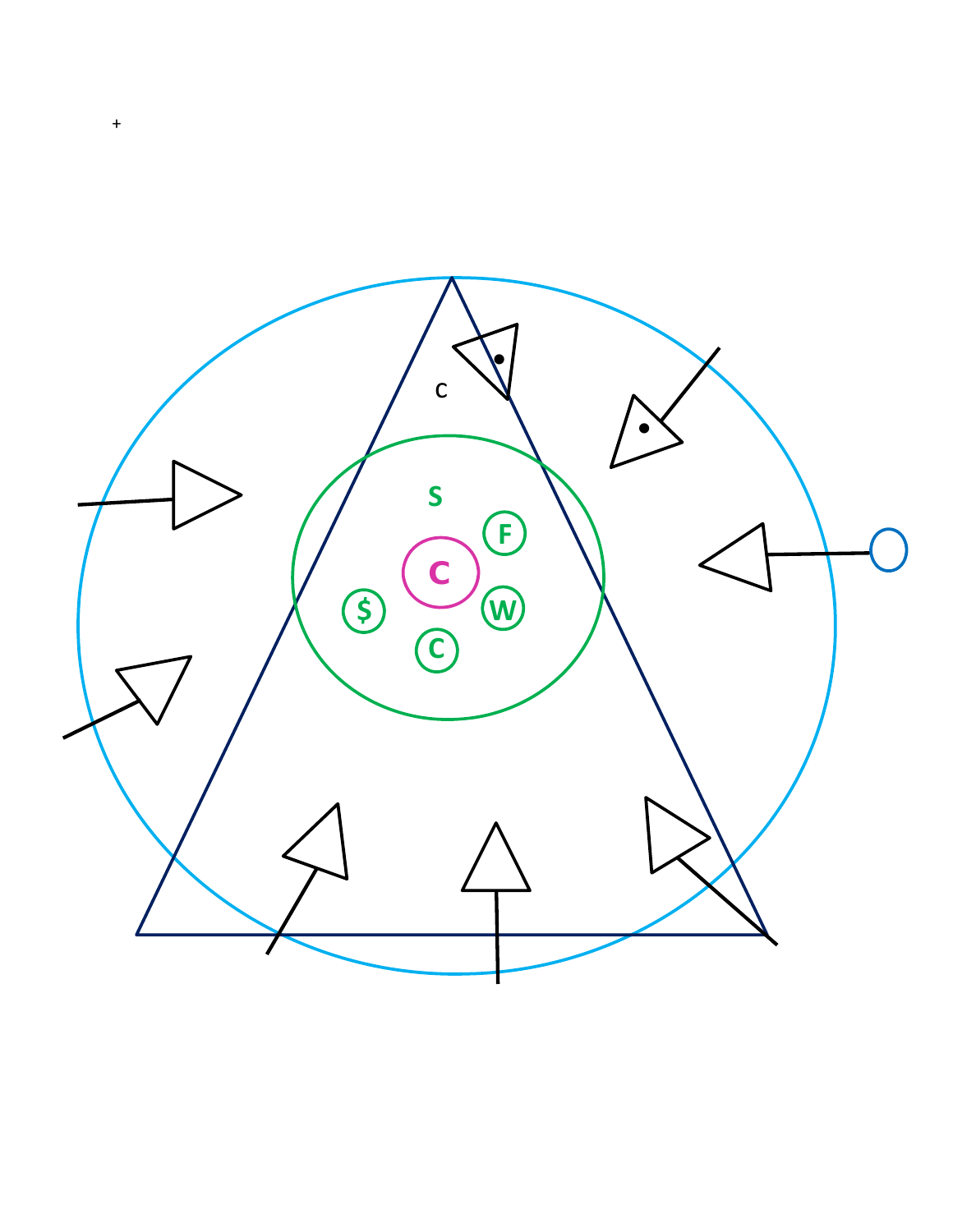+

C

S

F

C

$

W

C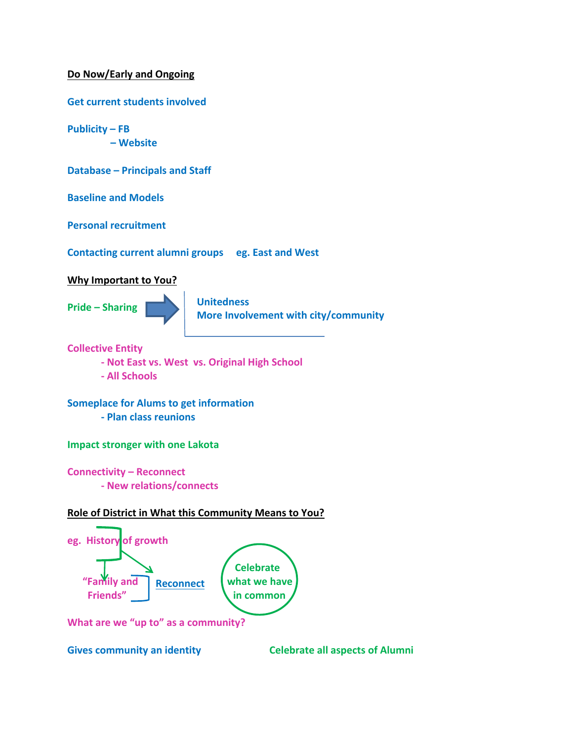**Do Now/Early and Ongoing**

Get current students involved

Publicity – FB
– Website

Database – Principals and Staff

Baseline and Models

Personal recruitment

Contacting current alumni groups eg. East and West

**Why Important to You?**

Pride – Sharing → Unitedness
More Involvement with city/community

Collective Entity
- Not East vs. West vs. Original High School
- All Schools

Someplace for Alums to get information
- Plan class reunions

Impact stronger with one Lakota

Connectivity – Reconnect
- New relations/connects

**Role of District in What this Community Means to You?**

eg. History of growth

"Family and Friends" Reconnect

Celebrate what we have in common

What are we "up to" as a community?

Gives community an identity

Celebrate all aspects of Alumni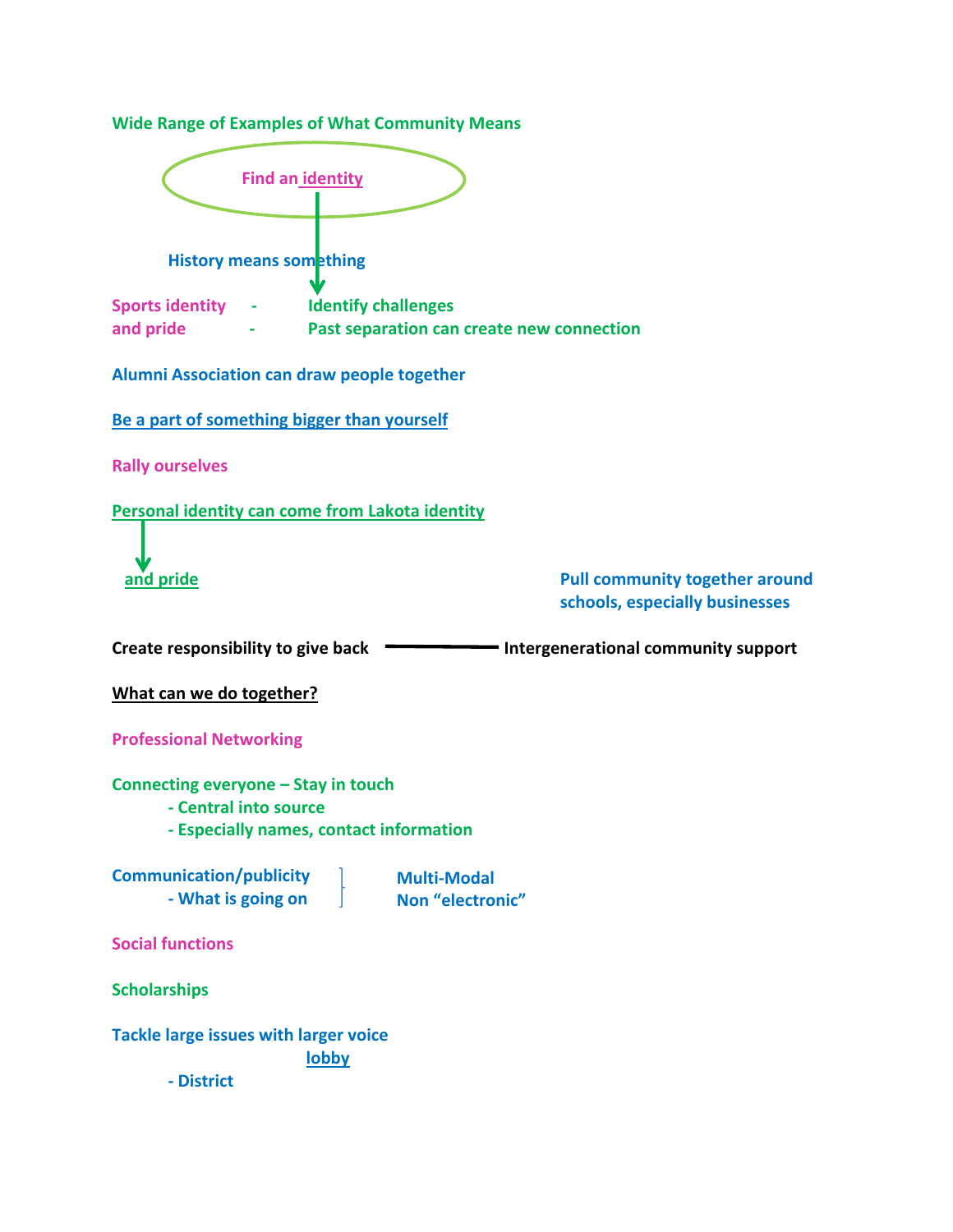**Wide Range of Examples of What Community Means**

**Find an identity**

**History means something**

**Sports identity and pride** - **Identify challenges** - **Past separation can create new connection**

**Alumni Association can draw people together**

**Be a part of something bigger than yourself**

**Rally ourselves**

**Personal identity can come from Lakota identity and pride**

**Pull community together around schools, especially businesses**

**Create responsibility to give back** — **Intergenerational community support**

**What can we do together?**

**Professional Networking**

**Connecting everyone – Stay in touch**
- **Central into source**
- **Especially names, contact information**

**Communication/publicity**
- **What is going on**

**Multi-Modal**
**Non "electronic"**

**Social functions**

**Scholarships**

**Tackle large issues with larger voice**
**lobby**
- **District**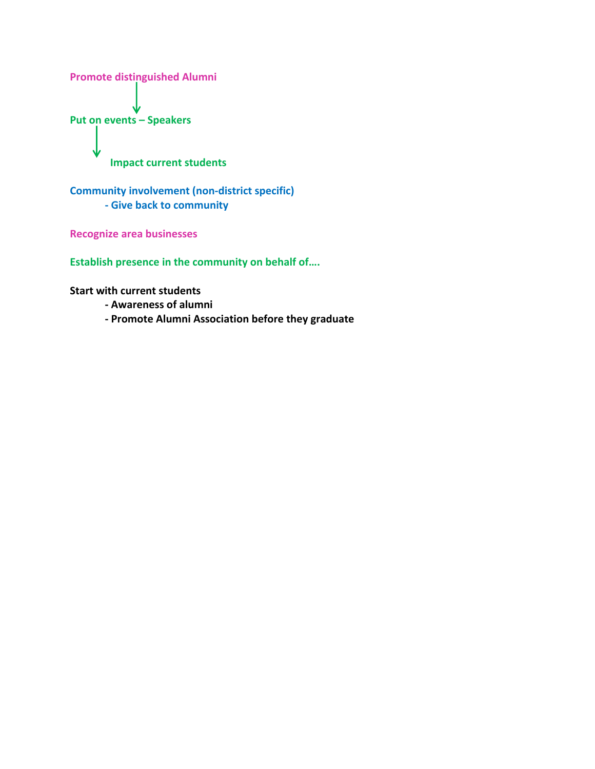**Promote distinguished Alumni**

↓

**Put on events – Speakers**

↓

**Impact current students**

**Community involvement (non-district specific)**

- **Give back to community**

**Recognize area businesses**

**Establish presence in the community on behalf of….**

**Start with current students**

- **Awareness of alumni**
- **Promote Alumni Association before they graduate**